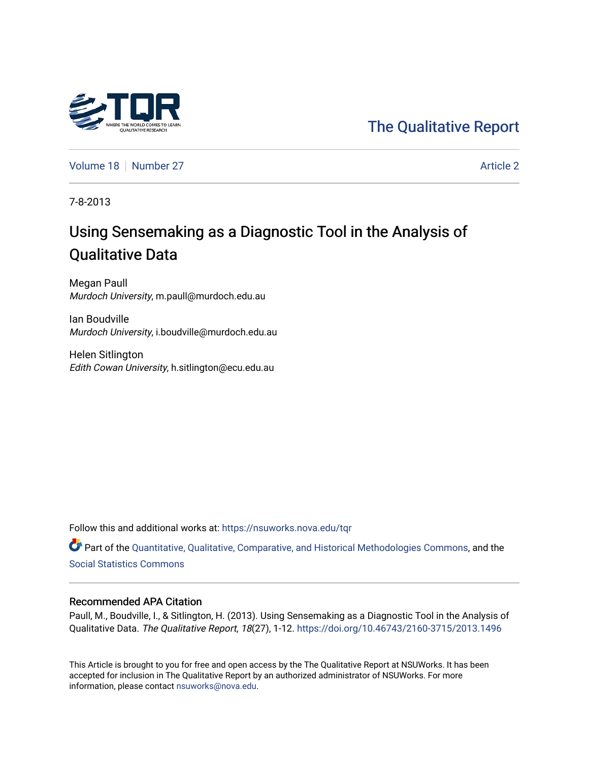The Qualitative Report

Volume 18 | Number 27 | Article 2

7-8-2013

# Using Sensemaking as a Diagnostic Tool in the Analysis of Qualitative Data

Megan Paull
*Murdoch University*, m.paull@murdoch.edu.au

Ian Boudville
*Murdoch University*, i.boudville@murdoch.edu.au

Helen Sitlington
*Edith Cowan University*, h.sitlington@ecu.edu.au

Follow this and additional works at: https://nsuworks.nova.edu/tqr

Part of the Quantitative, Qualitative, Comparative, and Historical Methodologies Commons, and the Social Statistics Commons

## Recommended APA Citation

Paull, M., Boudville, I., & Sitlington, H. (2013). Using Sensemaking as a Diagnostic Tool in the Analysis of Qualitative Data. *The Qualitative Report*, *18*(27), 1-12. https://doi.org/10.46743/2160-3715/2013.1496

This Article is brought to you for free and open access by the The Qualitative Report at NSUWorks. It has been accepted for inclusion in The Qualitative Report by an authorized administrator of NSUWorks. For more information, please contact nsuworks@nova.edu.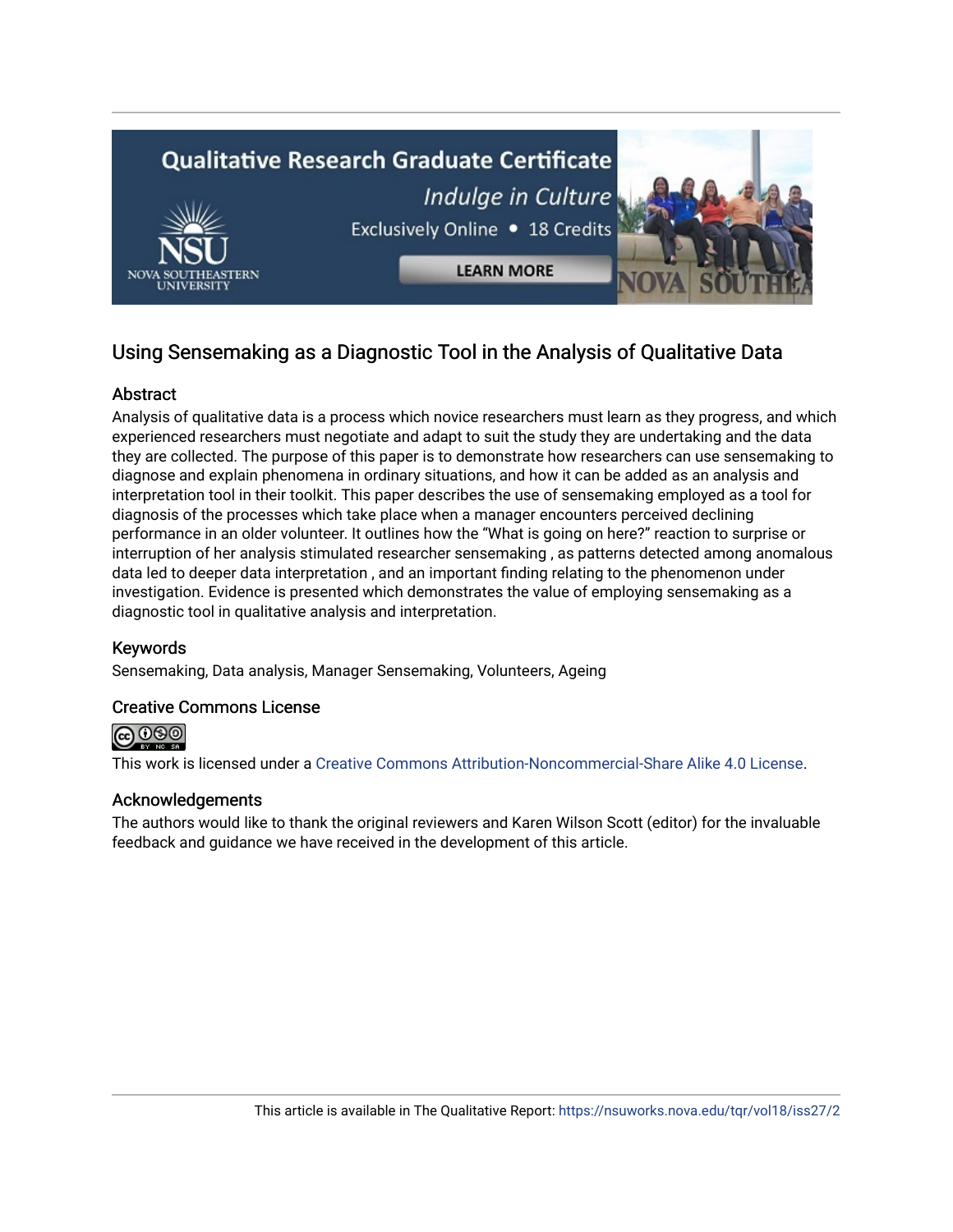Qualitative Research Graduate Certificate

*Indulge in Culture*

Exclusively Online • 18 Credits

LEARN MORE

# Using Sensemaking as a Diagnostic Tool in the Analysis of Qualitative Data

## Abstract

Analysis of qualitative data is a process which novice researchers must learn as they progress, and which experienced researchers must negotiate and adapt to suit the study they are undertaking and the data they are collected. The purpose of this paper is to demonstrate how researchers can use sensemaking to diagnose and explain phenomena in ordinary situations, and how it can be added as an analysis and interpretation tool in their toolkit. This paper describes the use of sensemaking employed as a tool for diagnosis of the processes which take place when a manager encounters perceived declining performance in an older volunteer. It outlines how the "What is going on here?" reaction to surprise or interruption of her analysis stimulated researcher sensemaking , as patterns detected among anomalous data led to deeper data interpretation , and an important finding relating to the phenomenon under investigation. Evidence is presented which demonstrates the value of employing sensemaking as a diagnostic tool in qualitative analysis and interpretation.

## Keywords

Sensemaking, Data analysis, Manager Sensemaking, Volunteers, Ageing

## Creative Commons License

This work is licensed under a Creative Commons Attribution-Noncommercial-Share Alike 4.0 License.

## Acknowledgements

The authors would like to thank the original reviewers and Karen Wilson Scott (editor) for the invaluable feedback and guidance we have received in the development of this article.

This article is available in The Qualitative Report: https://nsuworks.nova.edu/tqr/vol18/iss27/2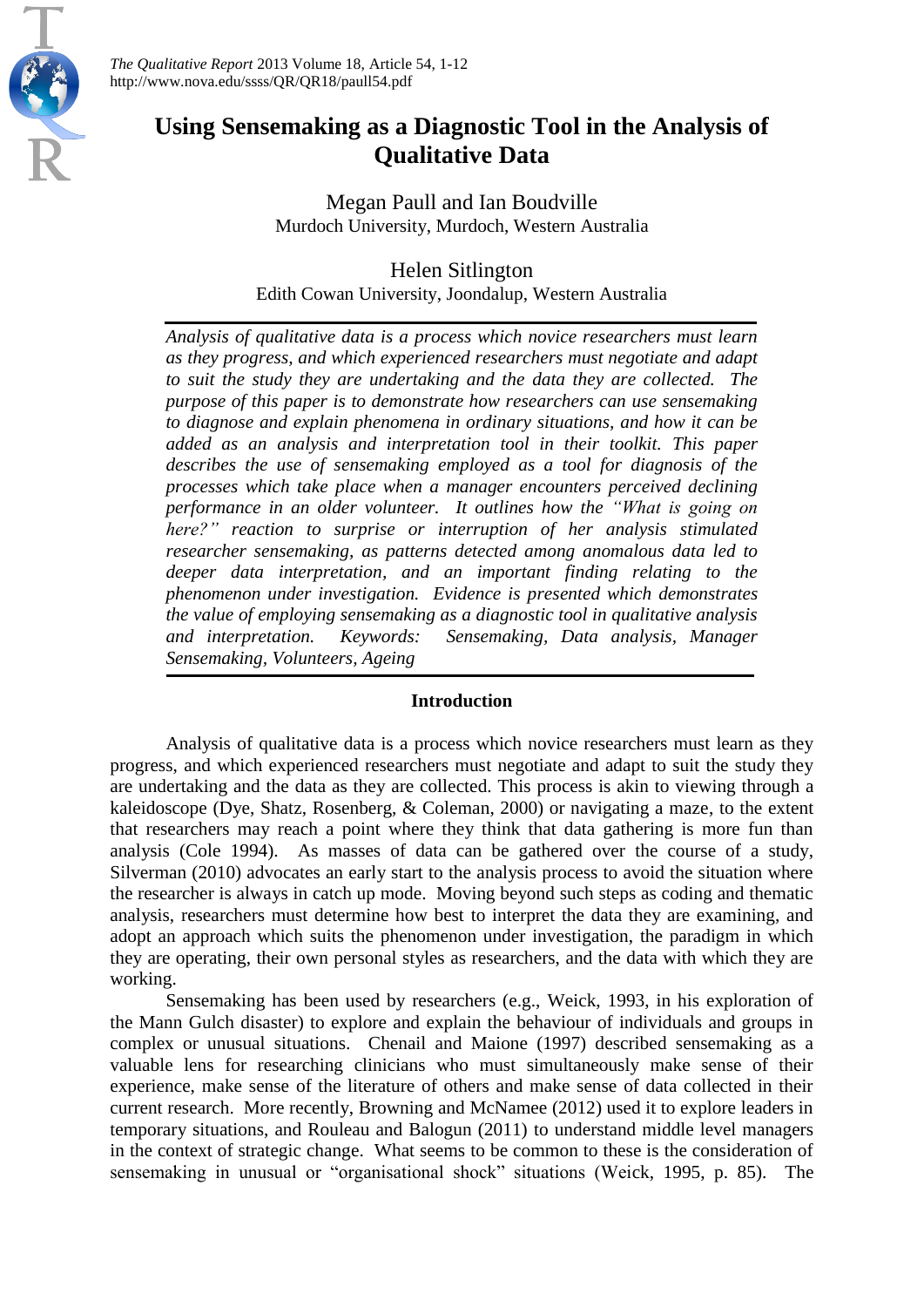# Using Sensemaking as a Diagnostic Tool in the Analysis of Qualitative Data

Megan Paull and Ian Boudville
Murdoch University, Murdoch, Western Australia

Helen Sitlington
Edith Cowan University, Joondalup, Western Australia

*Analysis of qualitative data is a process which novice researchers must learn as they progress, and which experienced researchers must negotiate and adapt to suit the study they are undertaking and the data they are collected. The purpose of this paper is to demonstrate how researchers can use sensemaking to diagnose and explain phenomena in ordinary situations, and how it can be added as an analysis and interpretation tool in their toolkit. This paper describes the use of sensemaking employed as a tool for diagnosis of the processes which take place when a manager encounters perceived declining performance in an older volunteer. It outlines how the "What is going on here?" reaction to surprise or interruption of her analysis stimulated researcher sensemaking, as patterns detected among anomalous data led to deeper data interpretation, and an important finding relating to the phenomenon under investigation. Evidence is presented which demonstrates the value of employing sensemaking as a diagnostic tool in qualitative analysis and interpretation. Keywords: Sensemaking, Data analysis, Manager Sensemaking, Volunteers, Ageing*

## Introduction

Analysis of qualitative data is a process which novice researchers must learn as they progress, and which experienced researchers must negotiate and adapt to suit the study they are undertaking and the data as they are collected. This process is akin to viewing through a kaleidoscope (Dye, Shatz, Rosenberg, & Coleman, 2000) or navigating a maze, to the extent that researchers may reach a point where they think that data gathering is more fun than analysis (Cole 1994). As masses of data can be gathered over the course of a study, Silverman (2010) advocates an early start to the analysis process to avoid the situation where the researcher is always in catch up mode. Moving beyond such steps as coding and thematic analysis, researchers must determine how best to interpret the data they are examining, and adopt an approach which suits the phenomenon under investigation, the paradigm in which they are operating, their own personal styles as researchers, and the data with which they are working.

Sensemaking has been used by researchers (e.g., Weick, 1993, in his exploration of the Mann Gulch disaster) to explore and explain the behaviour of individuals and groups in complex or unusual situations. Chenail and Maione (1997) described sensemaking as a valuable lens for researching clinicians who must simultaneously make sense of their experience, make sense of the literature of others and make sense of data collected in their current research. More recently, Browning and McNamee (2012) used it to explore leaders in temporary situations, and Rouleau and Balogun (2011) to understand middle level managers in the context of strategic change. What seems to be common to these is the consideration of sensemaking in unusual or "organisational shock" situations (Weick, 1995, p. 85). The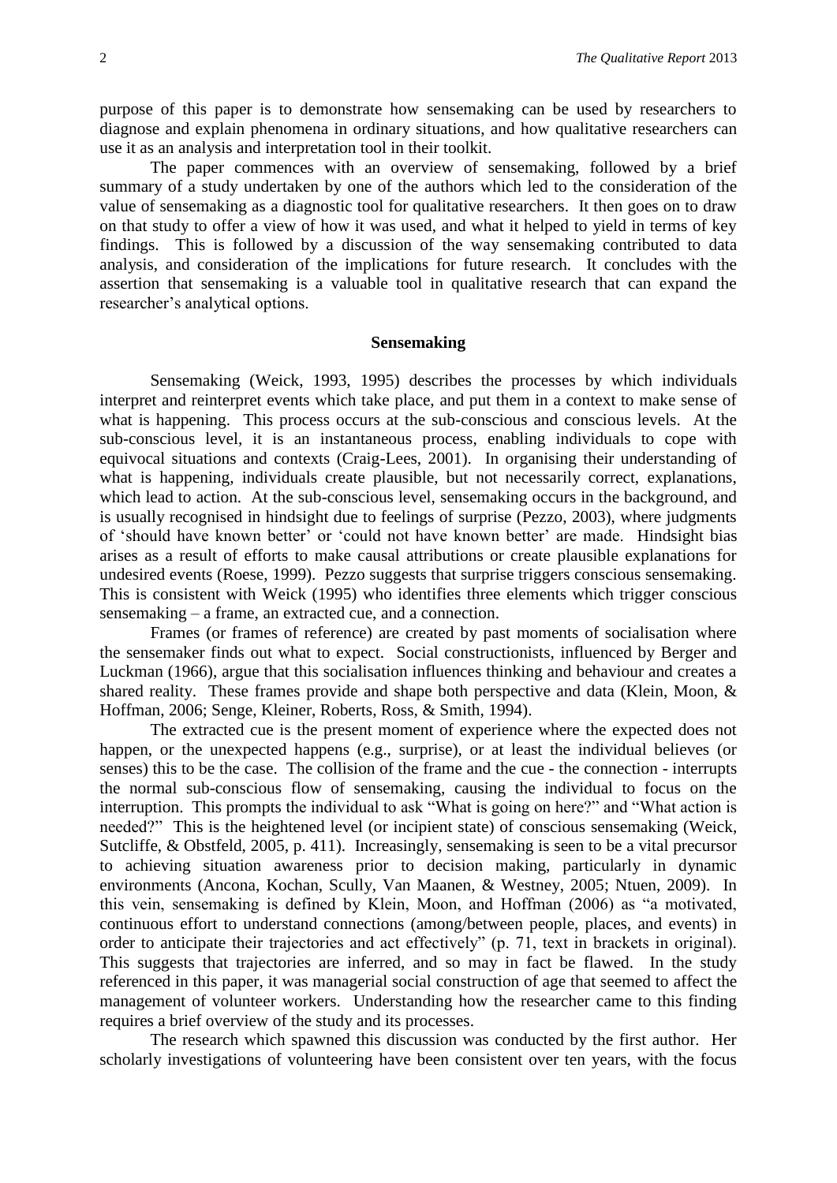purpose of this paper is to demonstrate how sensemaking can be used by researchers to diagnose and explain phenomena in ordinary situations, and how qualitative researchers can use it as an analysis and interpretation tool in their toolkit.

The paper commences with an overview of sensemaking, followed by a brief summary of a study undertaken by one of the authors which led to the consideration of the value of sensemaking as a diagnostic tool for qualitative researchers. It then goes on to draw on that study to offer a view of how it was used, and what it helped to yield in terms of key findings. This is followed by a discussion of the way sensemaking contributed to data analysis, and consideration of the implications for future research. It concludes with the assertion that sensemaking is a valuable tool in qualitative research that can expand the researcher's analytical options.

## Sensemaking

Sensemaking (Weick, 1993, 1995) describes the processes by which individuals interpret and reinterpret events which take place, and put them in a context to make sense of what is happening. This process occurs at the sub-conscious and conscious levels. At the sub-conscious level, it is an instantaneous process, enabling individuals to cope with equivocal situations and contexts (Craig-Lees, 2001). In organising their understanding of what is happening, individuals create plausible, but not necessarily correct, explanations, which lead to action. At the sub-conscious level, sensemaking occurs in the background, and is usually recognised in hindsight due to feelings of surprise (Pezzo, 2003), where judgments of 'should have known better' or 'could not have known better' are made. Hindsight bias arises as a result of efforts to make causal attributions or create plausible explanations for undesired events (Roese, 1999). Pezzo suggests that surprise triggers conscious sensemaking. This is consistent with Weick (1995) who identifies three elements which trigger conscious sensemaking – a frame, an extracted cue, and a connection.

Frames (or frames of reference) are created by past moments of socialisation where the sensemaker finds out what to expect. Social constructionists, influenced by Berger and Luckman (1966), argue that this socialisation influences thinking and behaviour and creates a shared reality. These frames provide and shape both perspective and data (Klein, Moon, & Hoffman, 2006; Senge, Kleiner, Roberts, Ross, & Smith, 1994).

The extracted cue is the present moment of experience where the expected does not happen, or the unexpected happens (e.g., surprise), or at least the individual believes (or senses) this to be the case. The collision of the frame and the cue - the connection - interrupts the normal sub-conscious flow of sensemaking, causing the individual to focus on the interruption. This prompts the individual to ask "What is going on here?" and "What action is needed?" This is the heightened level (or incipient state) of conscious sensemaking (Weick, Sutcliffe, & Obstfeld, 2005, p. 411). Increasingly, sensemaking is seen to be a vital precursor to achieving situation awareness prior to decision making, particularly in dynamic environments (Ancona, Kochan, Scully, Van Maanen, & Westney, 2005; Ntuen, 2009). In this vein, sensemaking is defined by Klein, Moon, and Hoffman (2006) as "a motivated, continuous effort to understand connections (among/between people, places, and events) in order to anticipate their trajectories and act effectively" (p. 71, text in brackets in original). This suggests that trajectories are inferred, and so may in fact be flawed. In the study referenced in this paper, it was managerial social construction of age that seemed to affect the management of volunteer workers. Understanding how the researcher came to this finding requires a brief overview of the study and its processes.

The research which spawned this discussion was conducted by the first author. Her scholarly investigations of volunteering have been consistent over ten years, with the focus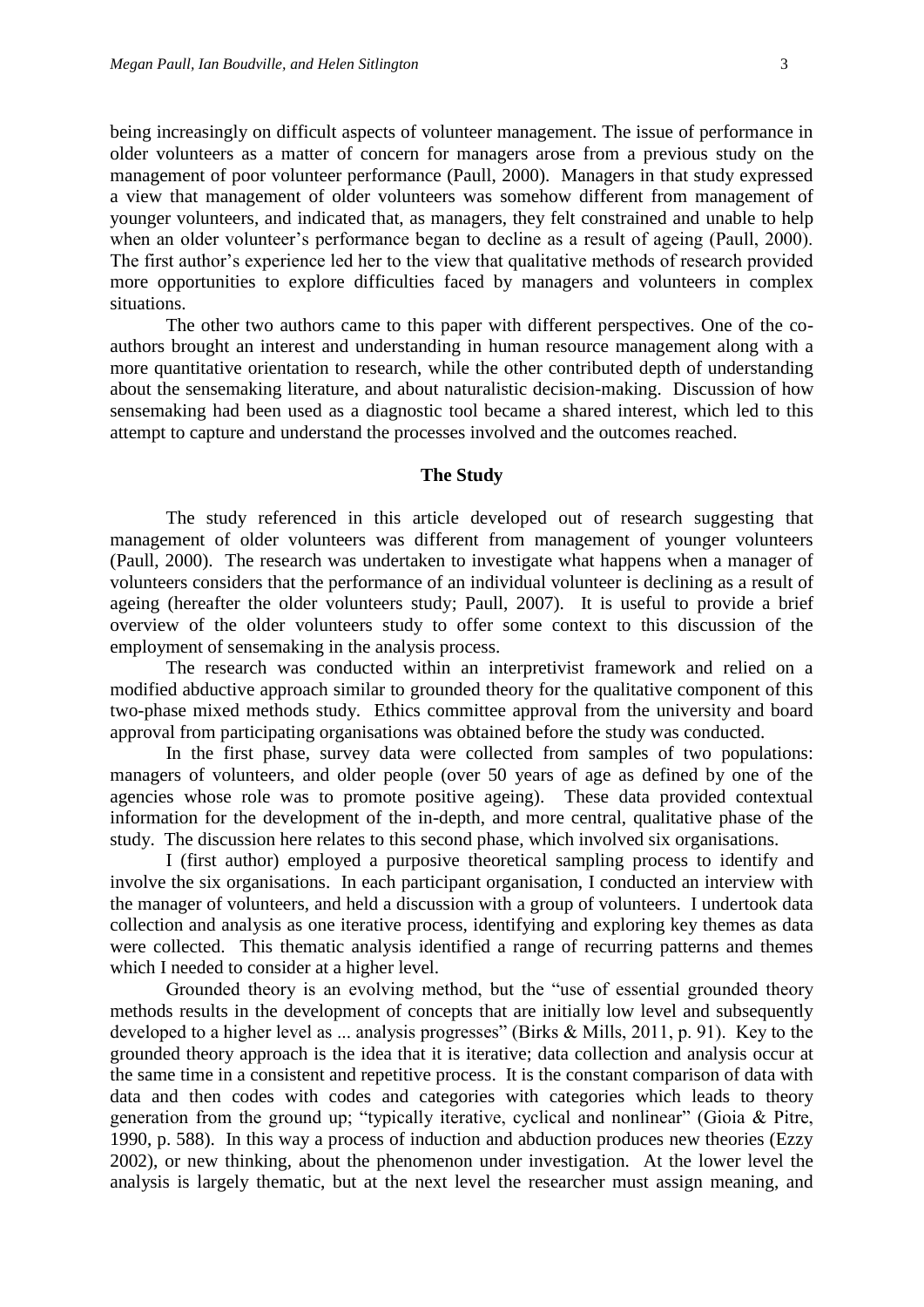being increasingly on difficult aspects of volunteer management. The issue of performance in older volunteers as a matter of concern for managers arose from a previous study on the management of poor volunteer performance (Paull, 2000). Managers in that study expressed a view that management of older volunteers was somehow different from management of younger volunteers, and indicated that, as managers, they felt constrained and unable to help when an older volunteer's performance began to decline as a result of ageing (Paull, 2000). The first author's experience led her to the view that qualitative methods of research provided more opportunities to explore difficulties faced by managers and volunteers in complex situations.

The other two authors came to this paper with different perspectives. One of the co-authors brought an interest and understanding in human resource management along with a more quantitative orientation to research, while the other contributed depth of understanding about the sensemaking literature, and about naturalistic decision-making. Discussion of how sensemaking had been used as a diagnostic tool became a shared interest, which led to this attempt to capture and understand the processes involved and the outcomes reached.

## The Study

The study referenced in this article developed out of research suggesting that management of older volunteers was different from management of younger volunteers (Paull, 2000). The research was undertaken to investigate what happens when a manager of volunteers considers that the performance of an individual volunteer is declining as a result of ageing (hereafter the older volunteers study; Paull, 2007). It is useful to provide a brief overview of the older volunteers study to offer some context to this discussion of the employment of sensemaking in the analysis process.

The research was conducted within an interpretivist framework and relied on a modified abductive approach similar to grounded theory for the qualitative component of this two-phase mixed methods study. Ethics committee approval from the university and board approval from participating organisations was obtained before the study was conducted.

In the first phase, survey data were collected from samples of two populations: managers of volunteers, and older people (over 50 years of age as defined by one of the agencies whose role was to promote positive ageing). These data provided contextual information for the development of the in-depth, and more central, qualitative phase of the study. The discussion here relates to this second phase, which involved six organisations.

I (first author) employed a purposive theoretical sampling process to identify and involve the six organisations. In each participant organisation, I conducted an interview with the manager of volunteers, and held a discussion with a group of volunteers. I undertook data collection and analysis as one iterative process, identifying and exploring key themes as data were collected. This thematic analysis identified a range of recurring patterns and themes which I needed to consider at a higher level.

Grounded theory is an evolving method, but the "use of essential grounded theory methods results in the development of concepts that are initially low level and subsequently developed to a higher level as ... analysis progresses" (Birks & Mills, 2011, p. 91). Key to the grounded theory approach is the idea that it is iterative; data collection and analysis occur at the same time in a consistent and repetitive process. It is the constant comparison of data with data and then codes with codes and categories with categories which leads to theory generation from the ground up; "typically iterative, cyclical and nonlinear" (Gioia & Pitre, 1990, p. 588). In this way a process of induction and abduction produces new theories (Ezzy 2002), or new thinking, about the phenomenon under investigation. At the lower level the analysis is largely thematic, but at the next level the researcher must assign meaning, and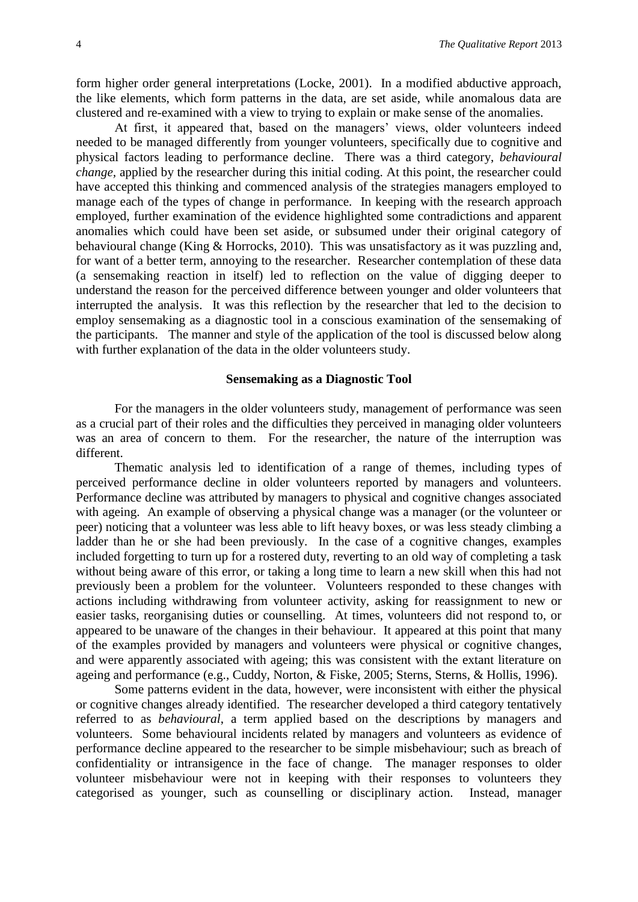form higher order general interpretations (Locke, 2001). In a modified abductive approach, the like elements, which form patterns in the data, are set aside, while anomalous data are clustered and re-examined with a view to trying to explain or make sense of the anomalies.

At first, it appeared that, based on the managers' views, older volunteers indeed needed to be managed differently from younger volunteers, specifically due to cognitive and physical factors leading to performance decline. There was a third category, *behavioural change,* applied by the researcher during this initial coding. At this point, the researcher could have accepted this thinking and commenced analysis of the strategies managers employed to manage each of the types of change in performance. In keeping with the research approach employed, further examination of the evidence highlighted some contradictions and apparent anomalies which could have been set aside, or subsumed under their original category of behavioural change (King & Horrocks, 2010). This was unsatisfactory as it was puzzling and, for want of a better term, annoying to the researcher. Researcher contemplation of these data (a sensemaking reaction in itself) led to reflection on the value of digging deeper to understand the reason for the perceived difference between younger and older volunteers that interrupted the analysis. It was this reflection by the researcher that led to the decision to employ sensemaking as a diagnostic tool in a conscious examination of the sensemaking of the participants. The manner and style of the application of the tool is discussed below along with further explanation of the data in the older volunteers study.

## Sensemaking as a Diagnostic Tool

For the managers in the older volunteers study, management of performance was seen as a crucial part of their roles and the difficulties they perceived in managing older volunteers was an area of concern to them. For the researcher, the nature of the interruption was different.

Thematic analysis led to identification of a range of themes, including types of perceived performance decline in older volunteers reported by managers and volunteers. Performance decline was attributed by managers to physical and cognitive changes associated with ageing. An example of observing a physical change was a manager (or the volunteer or peer) noticing that a volunteer was less able to lift heavy boxes, or was less steady climbing a ladder than he or she had been previously. In the case of a cognitive changes, examples included forgetting to turn up for a rostered duty, reverting to an old way of completing a task without being aware of this error, or taking a long time to learn a new skill when this had not previously been a problem for the volunteer. Volunteers responded to these changes with actions including withdrawing from volunteer activity, asking for reassignment to new or easier tasks, reorganising duties or counselling. At times, volunteers did not respond to, or appeared to be unaware of the changes in their behaviour. It appeared at this point that many of the examples provided by managers and volunteers were physical or cognitive changes, and were apparently associated with ageing; this was consistent with the extant literature on ageing and performance (e.g., Cuddy, Norton, & Fiske, 2005; Sterns, Sterns, & Hollis, 1996).

Some patterns evident in the data, however, were inconsistent with either the physical or cognitive changes already identified. The researcher developed a third category tentatively referred to as *behavioural*, a term applied based on the descriptions by managers and volunteers. Some behavioural incidents related by managers and volunteers as evidence of performance decline appeared to the researcher to be simple misbehaviour; such as breach of confidentiality or intransigence in the face of change. The manager responses to older volunteer misbehaviour were not in keeping with their responses to volunteers they categorised as younger, such as counselling or disciplinary action. Instead, manager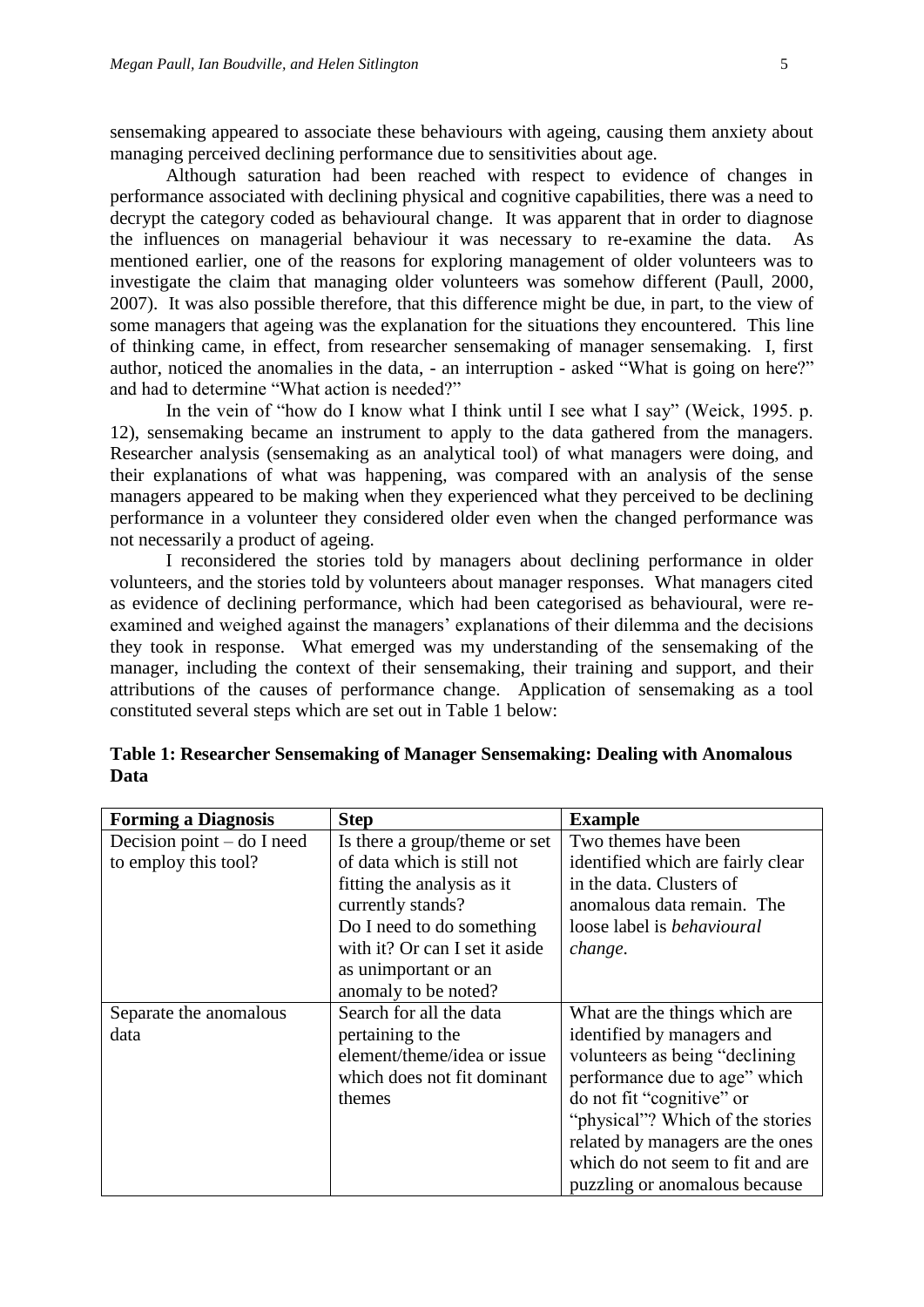sensemaking appeared to associate these behaviours with ageing, causing them anxiety about managing perceived declining performance due to sensitivities about age.

Although saturation had been reached with respect to evidence of changes in performance associated with declining physical and cognitive capabilities, there was a need to decrypt the category coded as behavioural change. It was apparent that in order to diagnose the influences on managerial behaviour it was necessary to re-examine the data. As mentioned earlier, one of the reasons for exploring management of older volunteers was to investigate the claim that managing older volunteers was somehow different (Paull, 2000, 2007). It was also possible therefore, that this difference might be due, in part, to the view of some managers that ageing was the explanation for the situations they encountered. This line of thinking came, in effect, from researcher sensemaking of manager sensemaking. I, first author, noticed the anomalies in the data, - an interruption - asked "What is going on here?" and had to determine "What action is needed?"

In the vein of "how do I know what I think until I see what I say" (Weick, 1995. p. 12), sensemaking became an instrument to apply to the data gathered from the managers. Researcher analysis (sensemaking as an analytical tool) of what managers were doing, and their explanations of what was happening, was compared with an analysis of the sense managers appeared to be making when they experienced what they perceived to be declining performance in a volunteer they considered older even when the changed performance was not necessarily a product of ageing.

I reconsidered the stories told by managers about declining performance in older volunteers, and the stories told by volunteers about manager responses. What managers cited as evidence of declining performance, which had been categorised as behavioural, were re-examined and weighed against the managers' explanations of their dilemma and the decisions they took in response. What emerged was my understanding of the sensemaking of the manager, including the context of their sensemaking, their training and support, and their attributions of the causes of performance change. Application of sensemaking as a tool constituted several steps which are set out in Table 1 below:

**Table 1: Researcher Sensemaking of Manager Sensemaking: Dealing with Anomalous Data**

| Forming a Diagnosis | Step | Example |
|---|---|---|
| Decision point – do I need to employ this tool? | Is there a group/theme or set of data which is still not fitting the analysis as it currently stands? Do I need to do something with it? Or can I set it aside as unimportant or an anomaly to be noted? | Two themes have been identified which are fairly clear in the data. Clusters of anomalous data remain. The loose label is *behavioural change*. |
| Separate the anomalous data | Search for all the data pertaining to the element/theme/idea or issue which does not fit dominant themes | What are the things which are identified by managers and volunteers as being "declining performance due to age" which do not fit "cognitive" or "physical"? Which of the stories related by managers are the ones which do not seem to fit and are puzzling or anomalous because |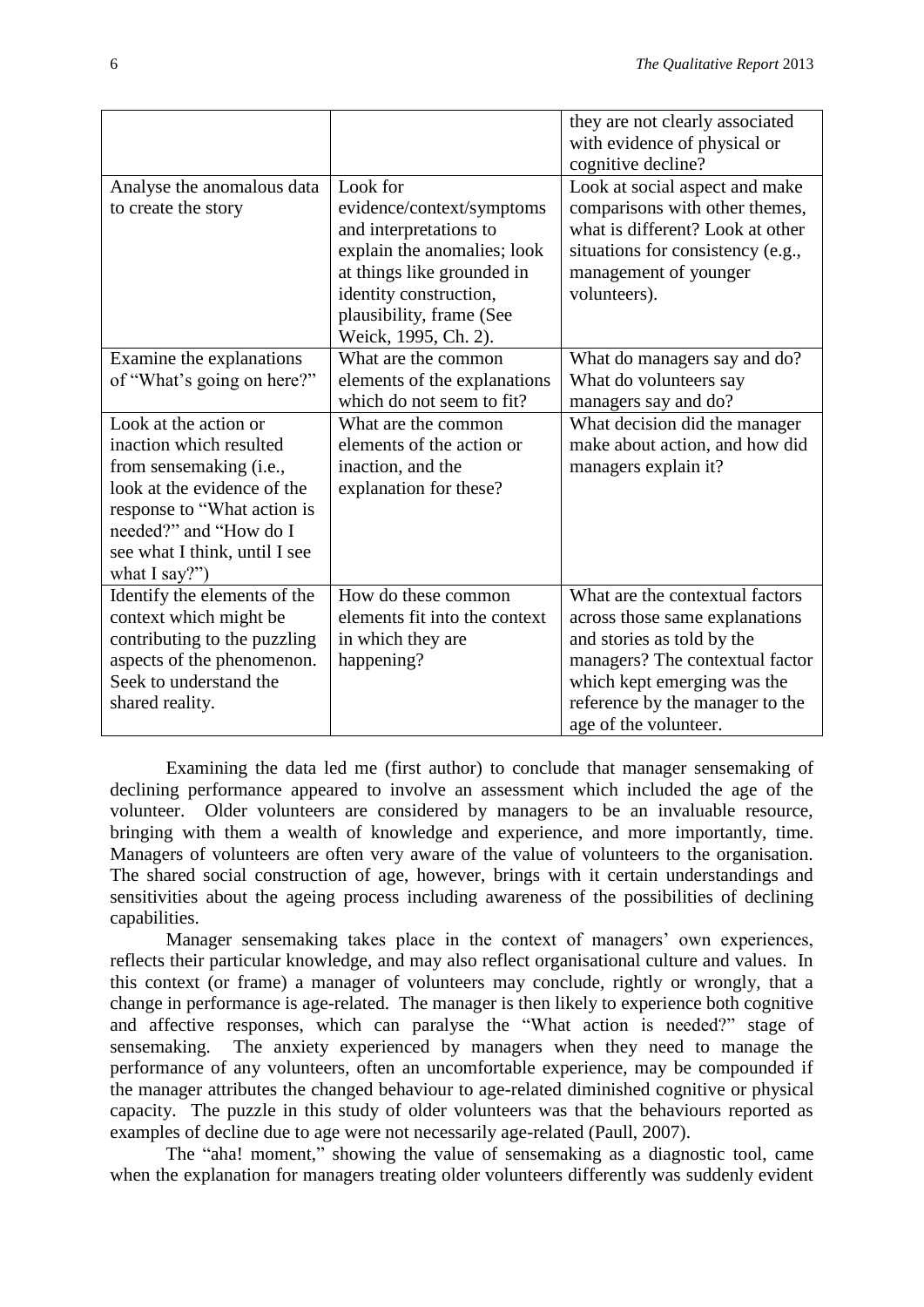| | | |
|---|---|---|
| | | they are not clearly associated with evidence of physical or cognitive decline? |
| Analyse the anomalous data to create the story | Look for evidence/context/symptoms and interpretations to explain the anomalies; look at things like grounded in identity construction, plausibility, frame (See Weick, 1995, Ch. 2). | Look at social aspect and make comparisons with other themes, what is different? Look at other situations for consistency (e.g., management of younger volunteers). |
| Examine the explanations of "What's going on here?" | What are the common elements of the explanations which do not seem to fit? | What do managers say and do? What do volunteers say managers say and do? |
| Look at the action or inaction which resulted from sensemaking (i.e., look at the evidence of the response to "What action is needed?" and "How do I see what I think, until I see what I say?") | What are the common elements of the action or inaction, and the explanation for these? | What decision did the manager make about action, and how did managers explain it? |
| Identify the elements of the context which might be contributing to the puzzling aspects of the phenomenon. Seek to understand the shared reality. | How do these common elements fit into the context in which they are happening? | What are the contextual factors across those same explanations and stories as told by the managers? The contextual factor which kept emerging was the reference by the manager to the age of the volunteer. |

Examining the data led me (first author) to conclude that manager sensemaking of declining performance appeared to involve an assessment which included the age of the volunteer. Older volunteers are considered by managers to be an invaluable resource, bringing with them a wealth of knowledge and experience, and more importantly, time. Managers of volunteers are often very aware of the value of volunteers to the organisation. The shared social construction of age, however, brings with it certain understandings and sensitivities about the ageing process including awareness of the possibilities of declining capabilities.

Manager sensemaking takes place in the context of managers' own experiences, reflects their particular knowledge, and may also reflect organisational culture and values. In this context (or frame) a manager of volunteers may conclude, rightly or wrongly, that a change in performance is age-related. The manager is then likely to experience both cognitive and affective responses, which can paralyse the "What action is needed?" stage of sensemaking. The anxiety experienced by managers when they need to manage the performance of any volunteers, often an uncomfortable experience, may be compounded if the manager attributes the changed behaviour to age-related diminished cognitive or physical capacity. The puzzle in this study of older volunteers was that the behaviours reported as examples of decline due to age were not necessarily age-related (Paull, 2007).

The "aha! moment," showing the value of sensemaking as a diagnostic tool, came when the explanation for managers treating older volunteers differently was suddenly evident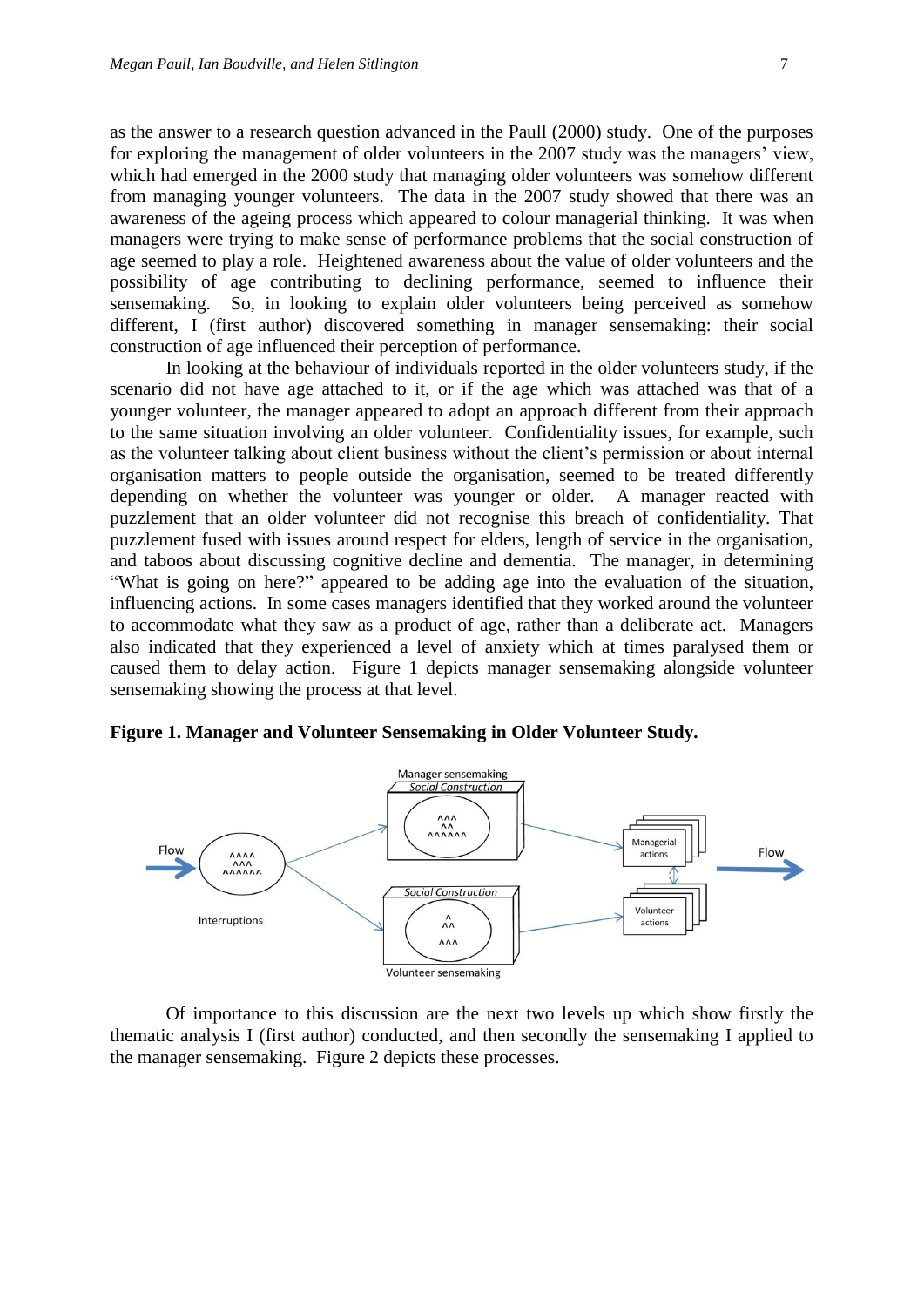as the answer to a research question advanced in the Paull (2000) study. One of the purposes for exploring the management of older volunteers in the 2007 study was the managers' view, which had emerged in the 2000 study that managing older volunteers was somehow different from managing younger volunteers. The data in the 2007 study showed that there was an awareness of the ageing process which appeared to colour managerial thinking. It was when managers were trying to make sense of performance problems that the social construction of age seemed to play a role. Heightened awareness about the value of older volunteers and the possibility of age contributing to declining performance, seemed to influence their sensemaking. So, in looking to explain older volunteers being perceived as somehow different, I (first author) discovered something in manager sensemaking: their social construction of age influenced their perception of performance.

In looking at the behaviour of individuals reported in the older volunteers study, if the scenario did not have age attached to it, or if the age which was attached was that of a younger volunteer, the manager appeared to adopt an approach different from their approach to the same situation involving an older volunteer. Confidentiality issues, for example, such as the volunteer talking about client business without the client's permission or about internal organisation matters to people outside the organisation, seemed to be treated differently depending on whether the volunteer was younger or older. A manager reacted with puzzlement that an older volunteer did not recognise this breach of confidentiality. That puzzlement fused with issues around respect for elders, length of service in the organisation, and taboos about discussing cognitive decline and dementia. The manager, in determining "What is going on here?" appeared to be adding age into the evaluation of the situation, influencing actions. In some cases managers identified that they worked around the volunteer to accommodate what they saw as a product of age, rather than a deliberate act. Managers also indicated that they experienced a level of anxiety which at times paralysed them or caused them to delay action. Figure 1 depicts manager sensemaking alongside volunteer sensemaking showing the process at that level.

**Figure 1. Manager and Volunteer Sensemaking in Older Volunteer Study.**

Of importance to this discussion are the next two levels up which show firstly the thematic analysis I (first author) conducted, and then secondly the sensemaking I applied to the manager sensemaking. Figure 2 depicts these processes.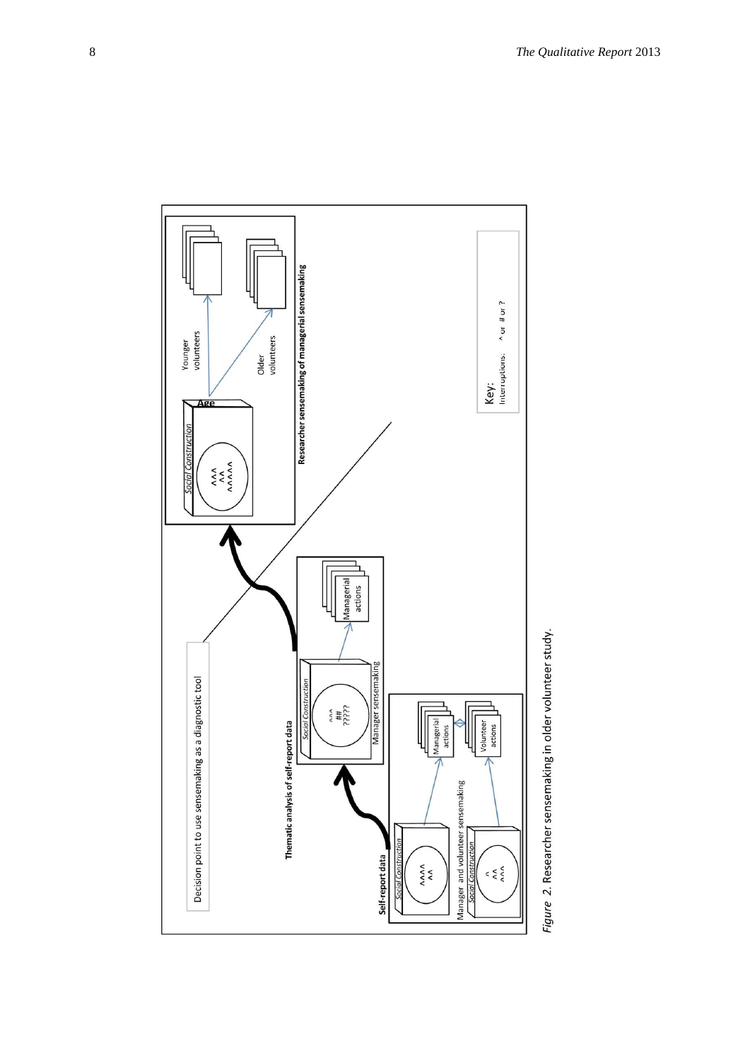Figure 2. Researcher sensemaking in older volunteer study.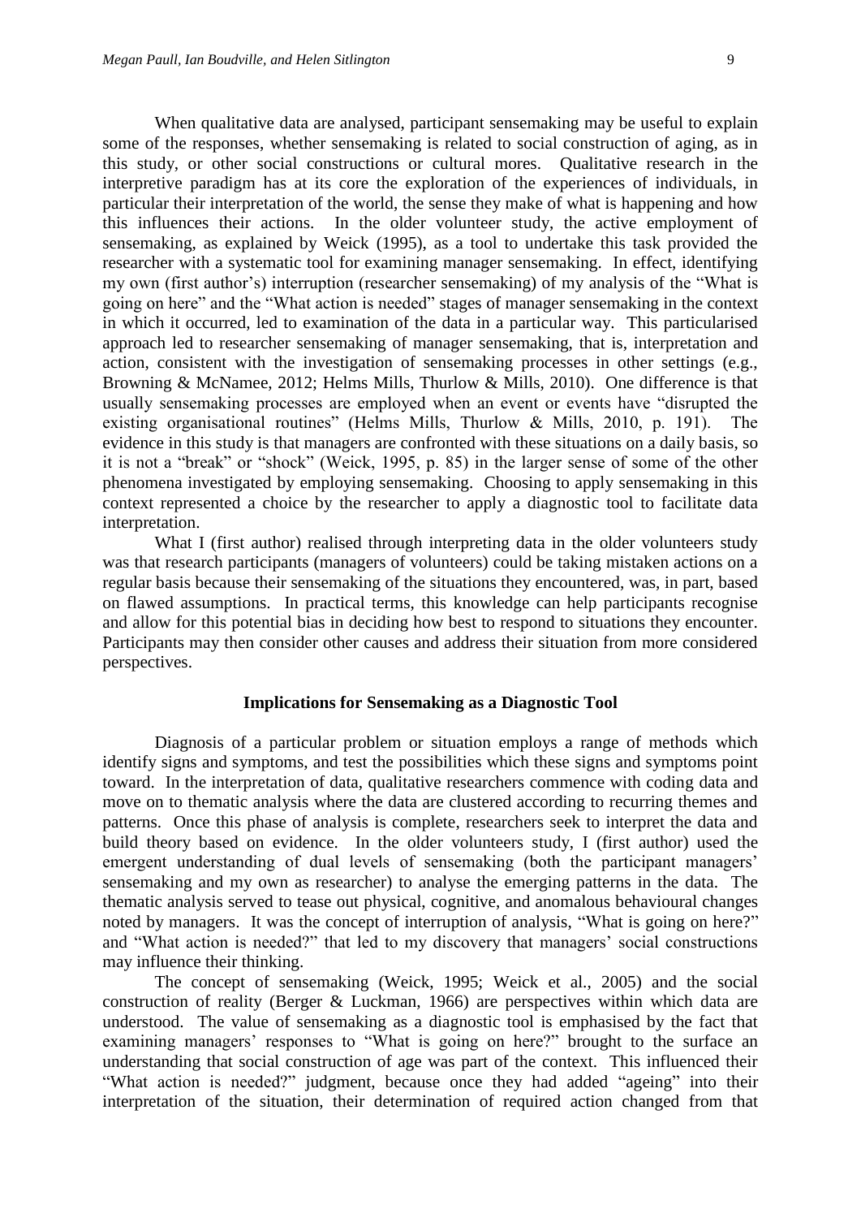When qualitative data are analysed, participant sensemaking may be useful to explain some of the responses, whether sensemaking is related to social construction of aging, as in this study, or other social constructions or cultural mores. Qualitative research in the interpretive paradigm has at its core the exploration of the experiences of individuals, in particular their interpretation of the world, the sense they make of what is happening and how this influences their actions. In the older volunteer study, the active employment of sensemaking, as explained by Weick (1995), as a tool to undertake this task provided the researcher with a systematic tool for examining manager sensemaking. In effect, identifying my own (first author's) interruption (researcher sensemaking) of my analysis of the "What is going on here" and the "What action is needed" stages of manager sensemaking in the context in which it occurred, led to examination of the data in a particular way. This particularised approach led to researcher sensemaking of manager sensemaking, that is, interpretation and action, consistent with the investigation of sensemaking processes in other settings (e.g., Browning & McNamee, 2012; Helms Mills, Thurlow & Mills, 2010). One difference is that usually sensemaking processes are employed when an event or events have "disrupted the existing organisational routines" (Helms Mills, Thurlow & Mills, 2010, p. 191). The evidence in this study is that managers are confronted with these situations on a daily basis, so it is not a "break" or "shock" (Weick, 1995, p. 85) in the larger sense of some of the other phenomena investigated by employing sensemaking. Choosing to apply sensemaking in this context represented a choice by the researcher to apply a diagnostic tool to facilitate data interpretation.

What I (first author) realised through interpreting data in the older volunteers study was that research participants (managers of volunteers) could be taking mistaken actions on a regular basis because their sensemaking of the situations they encountered, was, in part, based on flawed assumptions. In practical terms, this knowledge can help participants recognise and allow for this potential bias in deciding how best to respond to situations they encounter. Participants may then consider other causes and address their situation from more considered perspectives.

## Implications for Sensemaking as a Diagnostic Tool

Diagnosis of a particular problem or situation employs a range of methods which identify signs and symptoms, and test the possibilities which these signs and symptoms point toward. In the interpretation of data, qualitative researchers commence with coding data and move on to thematic analysis where the data are clustered according to recurring themes and patterns. Once this phase of analysis is complete, researchers seek to interpret the data and build theory based on evidence. In the older volunteers study, I (first author) used the emergent understanding of dual levels of sensemaking (both the participant managers' sensemaking and my own as researcher) to analyse the emerging patterns in the data. The thematic analysis served to tease out physical, cognitive, and anomalous behavioural changes noted by managers. It was the concept of interruption of analysis, "What is going on here?" and "What action is needed?" that led to my discovery that managers' social constructions may influence their thinking.

The concept of sensemaking (Weick, 1995; Weick et al., 2005) and the social construction of reality (Berger & Luckman, 1966) are perspectives within which data are understood. The value of sensemaking as a diagnostic tool is emphasised by the fact that examining managers' responses to "What is going on here?" brought to the surface an understanding that social construction of age was part of the context. This influenced their "What action is needed?" judgment, because once they had added "ageing" into their interpretation of the situation, their determination of required action changed from that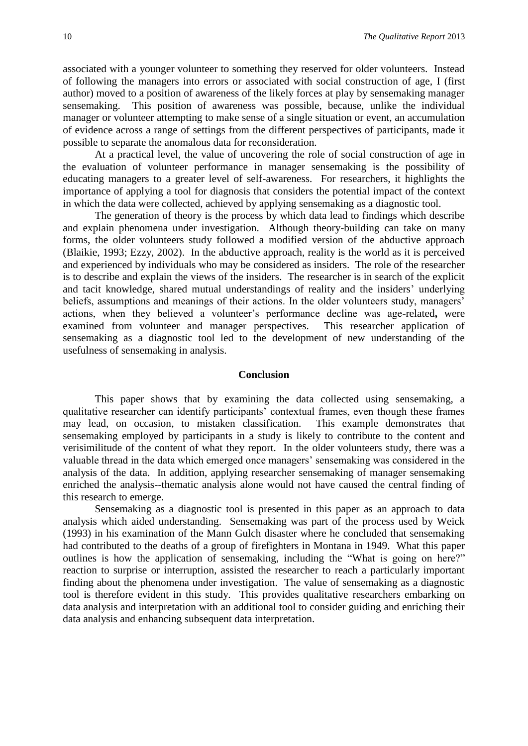associated with a younger volunteer to something they reserved for older volunteers. Instead of following the managers into errors or associated with social construction of age, I (first author) moved to a position of awareness of the likely forces at play by sensemaking manager sensemaking. This position of awareness was possible, because, unlike the individual manager or volunteer attempting to make sense of a single situation or event, an accumulation of evidence across a range of settings from the different perspectives of participants, made it possible to separate the anomalous data for reconsideration.

At a practical level, the value of uncovering the role of social construction of age in the evaluation of volunteer performance in manager sensemaking is the possibility of educating managers to a greater level of self-awareness. For researchers, it highlights the importance of applying a tool for diagnosis that considers the potential impact of the context in which the data were collected, achieved by applying sensemaking as a diagnostic tool.

The generation of theory is the process by which data lead to findings which describe and explain phenomena under investigation. Although theory-building can take on many forms, the older volunteers study followed a modified version of the abductive approach (Blaikie, 1993; Ezzy, 2002). In the abductive approach, reality is the world as it is perceived and experienced by individuals who may be considered as insiders. The role of the researcher is to describe and explain the views of the insiders. The researcher is in search of the explicit and tacit knowledge, shared mutual understandings of reality and the insiders' underlying beliefs, assumptions and meanings of their actions. In the older volunteers study, managers' actions, when they believed a volunteer's performance decline was age-related**,** were examined from volunteer and manager perspectives. This researcher application of sensemaking as a diagnostic tool led to the development of new understanding of the usefulness of sensemaking in analysis.

## Conclusion

This paper shows that by examining the data collected using sensemaking, a qualitative researcher can identify participants' contextual frames, even though these frames may lead, on occasion, to mistaken classification. This example demonstrates that sensemaking employed by participants in a study is likely to contribute to the content and verisimilitude of the content of what they report. In the older volunteers study, there was a valuable thread in the data which emerged once managers' sensemaking was considered in the analysis of the data. In addition, applying researcher sensemaking of manager sensemaking enriched the analysis--thematic analysis alone would not have caused the central finding of this research to emerge.

Sensemaking as a diagnostic tool is presented in this paper as an approach to data analysis which aided understanding. Sensemaking was part of the process used by Weick (1993) in his examination of the Mann Gulch disaster where he concluded that sensemaking had contributed to the deaths of a group of firefighters in Montana in 1949. What this paper outlines is how the application of sensemaking, including the "What is going on here?" reaction to surprise or interruption, assisted the researcher to reach a particularly important finding about the phenomena under investigation. The value of sensemaking as a diagnostic tool is therefore evident in this study. This provides qualitative researchers embarking on data analysis and interpretation with an additional tool to consider guiding and enriching their data analysis and enhancing subsequent data interpretation.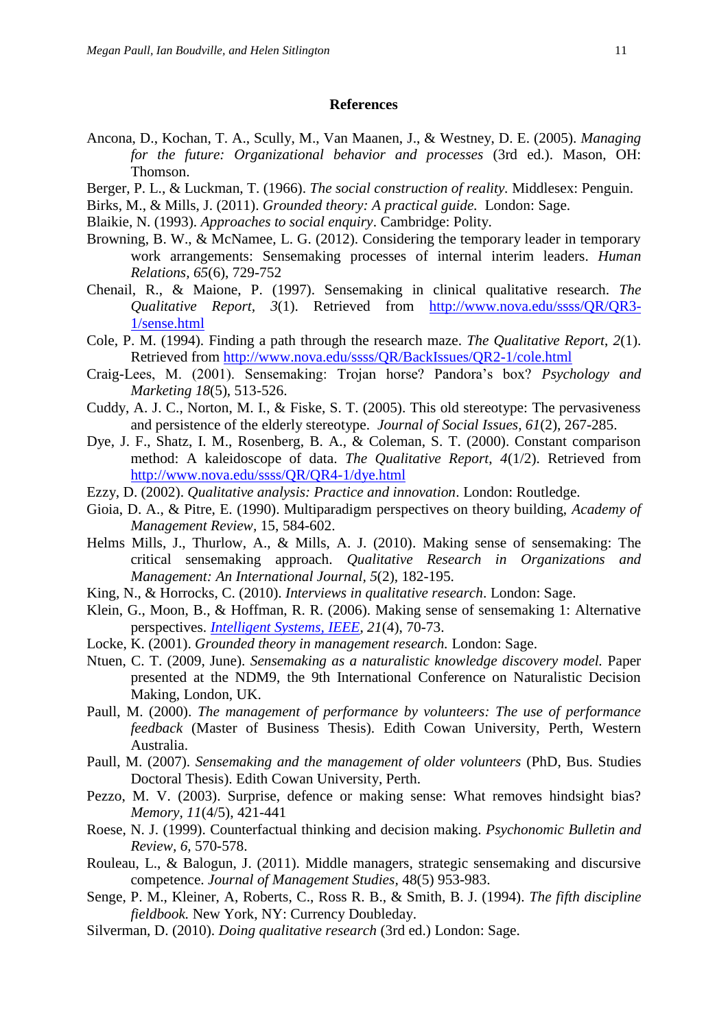## References

Ancona, D., Kochan, T. A., Scully, M., Van Maanen, J., & Westney, D. E. (2005). *Managing for the future: Organizational behavior and processes* (3rd ed.). Mason, OH: Thomson.

Berger, P. L., & Luckman, T. (1966). *The social construction of reality.* Middlesex: Penguin.

Birks, M., & Mills, J. (2011). *Grounded theory: A practical guide.* London: Sage.

Blaikie, N. (1993). *Approaches to social enquiry*. Cambridge: Polity.

Browning, B. W., & McNamee, L. G. (2012). Considering the temporary leader in temporary work arrangements: Sensemaking processes of internal interim leaders. *Human Relations, 65*(6), 729-752

Chenail, R., & Maione, P. (1997). Sensemaking in clinical qualitative research. *The Qualitative Report, 3*(1). Retrieved from http://www.nova.edu/ssss/QR/QR3-1/sense.html

Cole, P. M. (1994). Finding a path through the research maze. *The Qualitative Report*, *2*(1). Retrieved from http://www.nova.edu/ssss/QR/BackIssues/QR2-1/cole.html

Craig-Lees, M. (2001). Sensemaking: Trojan horse? Pandora's box? *Psychology and Marketing 18*(5), 513-526.

Cuddy, A. J. C., Norton, M. I., & Fiske, S. T. (2005). This old stereotype: The pervasiveness and persistence of the elderly stereotype. *Journal of Social Issues, 61*(2), 267-285.

Dye, J. F., Shatz, I. M., Rosenberg, B. A., & Coleman, S. T. (2000). Constant comparison method: A kaleidoscope of data. *The Qualitative Report, 4*(1/2). Retrieved from http://www.nova.edu/ssss/QR/QR4-1/dye.html

Ezzy, D. (2002). *Qualitative analysis: Practice and innovation*. London: Routledge.

Gioia, D. A., & Pitre, E. (1990). Multiparadigm perspectives on theory building, *Academy of Management Review*, 15, 584-602.

Helms Mills, J., Thurlow, A., & Mills, A. J. (2010). Making sense of sensemaking: The critical sensemaking approach. *Qualitative Research in Organizations and Management: An International Journal, 5*(2), 182-195.

King, N., & Horrocks, C. (2010). *Interviews in qualitative research*. London: Sage.

Klein, G., Moon, B., & Hoffman, R. R. (2006). Making sense of sensemaking 1: Alternative perspectives. *Intelligent Systems, IEEE*, *21*(4), 70-73.

Locke, K. (2001). *Grounded theory in management research.* London: Sage.

Ntuen, C. T. (2009, June). *Sensemaking as a naturalistic knowledge discovery model.* Paper presented at the NDM9, the 9th International Conference on Naturalistic Decision Making, London, UK.

Paull, M. (2000). *The management of performance by volunteers: The use of performance feedback* (Master of Business Thesis). Edith Cowan University, Perth, Western Australia.

Paull, M. (2007). *Sensemaking and the management of older volunteers* (PhD, Bus. Studies Doctoral Thesis). Edith Cowan University, Perth.

Pezzo, M. V. (2003). Surprise, defence or making sense: What removes hindsight bias? *Memory, 11*(4/5), 421-441

Roese, N. J. (1999). Counterfactual thinking and decision making. *Psychonomic Bulletin and Review, 6,* 570-578.

Rouleau, L., & Balogun, J. (2011). Middle managers, strategic sensemaking and discursive competence. *Journal of Management Studies,* 48(5) 953-983.

Senge, P. M., Kleiner, A, Roberts, C., Ross R. B., & Smith, B. J. (1994). *The fifth discipline fieldbook.* New York, NY: Currency Doubleday.

Silverman, D. (2010). *Doing qualitative research* (3rd ed.) London: Sage.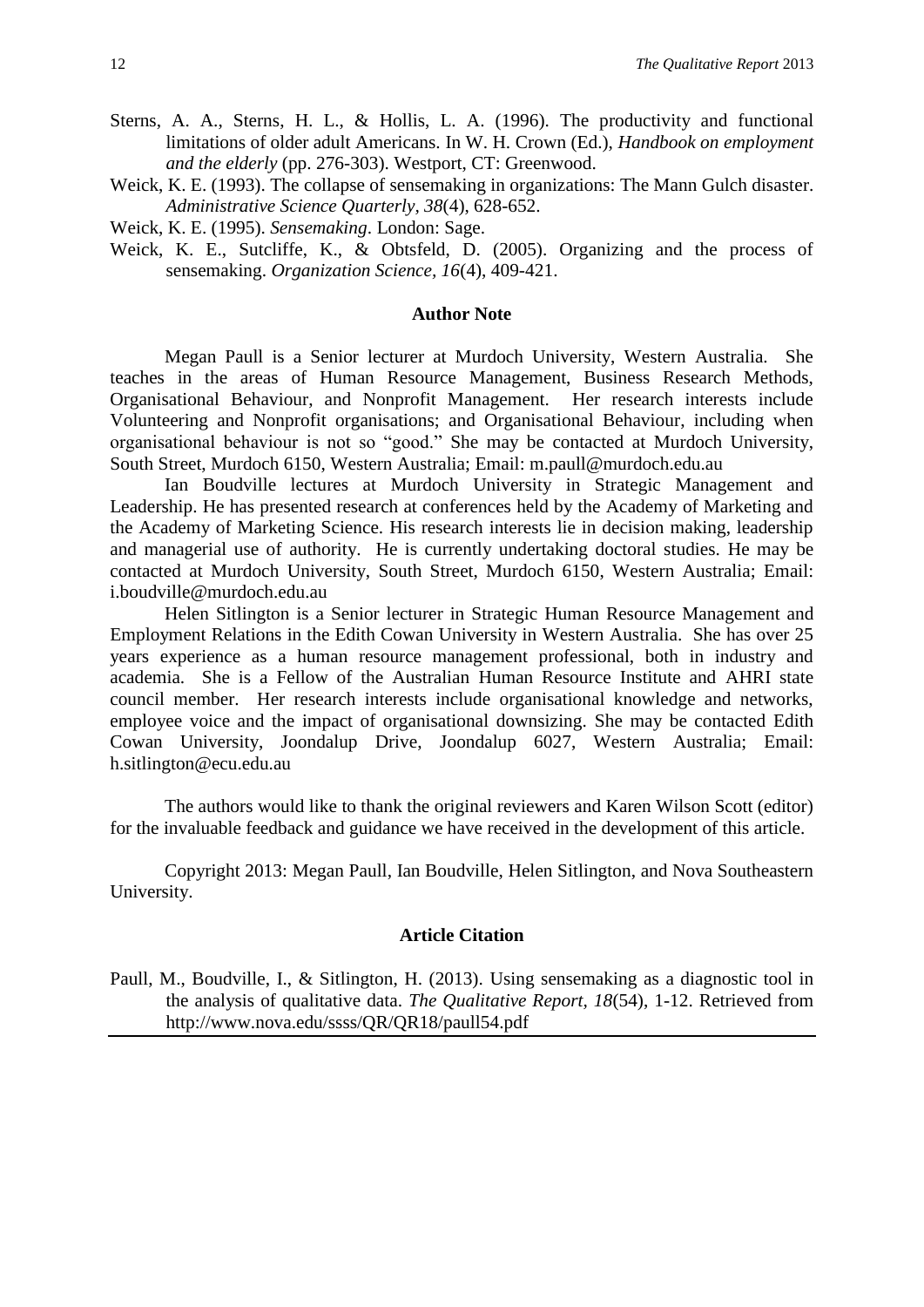Sterns, A. A., Sterns, H. L., & Hollis, L. A. (1996). The productivity and functional limitations of older adult Americans. In W. H. Crown (Ed.), *Handbook on employment and the elderly* (pp. 276-303). Westport, CT: Greenwood.

Weick, K. E. (1993). The collapse of sensemaking in organizations: The Mann Gulch disaster. *Administrative Science Quarterly, 38*(4), 628-652.

Weick, K. E. (1995). *Sensemaking*. London: Sage.

Weick, K. E., Sutcliffe, K., & Obtsfeld, D. (2005). Organizing and the process of sensemaking. *Organization Science, 16*(4), 409-421.

## Author Note

Megan Paull is a Senior lecturer at Murdoch University, Western Australia. She teaches in the areas of Human Resource Management, Business Research Methods, Organisational Behaviour, and Nonprofit Management. Her research interests include Volunteering and Nonprofit organisations; and Organisational Behaviour, including when organisational behaviour is not so "good." She may be contacted at Murdoch University, South Street, Murdoch 6150, Western Australia; Email: m.paull@murdoch.edu.au

Ian Boudville lectures at Murdoch University in Strategic Management and Leadership. He has presented research at conferences held by the Academy of Marketing and the Academy of Marketing Science. His research interests lie in decision making, leadership and managerial use of authority. He is currently undertaking doctoral studies. He may be contacted at Murdoch University, South Street, Murdoch 6150, Western Australia; Email: i.boudville@murdoch.edu.au

Helen Sitlington is a Senior lecturer in Strategic Human Resource Management and Employment Relations in the Edith Cowan University in Western Australia. She has over 25 years experience as a human resource management professional, both in industry and academia. She is a Fellow of the Australian Human Resource Institute and AHRI state council member. Her research interests include organisational knowledge and networks, employee voice and the impact of organisational downsizing. She may be contacted Edith Cowan University, Joondalup Drive, Joondalup 6027, Western Australia; Email: h.sitlington@ecu.edu.au

The authors would like to thank the original reviewers and Karen Wilson Scott (editor) for the invaluable feedback and guidance we have received in the development of this article.

Copyright 2013: Megan Paull, Ian Boudville, Helen Sitlington, and Nova Southeastern University.

## Article Citation

Paull, M., Boudville, I., & Sitlington, H. (2013). Using sensemaking as a diagnostic tool in the analysis of qualitative data. *The Qualitative Report, 18*(54), 1-12. Retrieved from http://www.nova.edu/ssss/QR/QR18/paull54.pdf